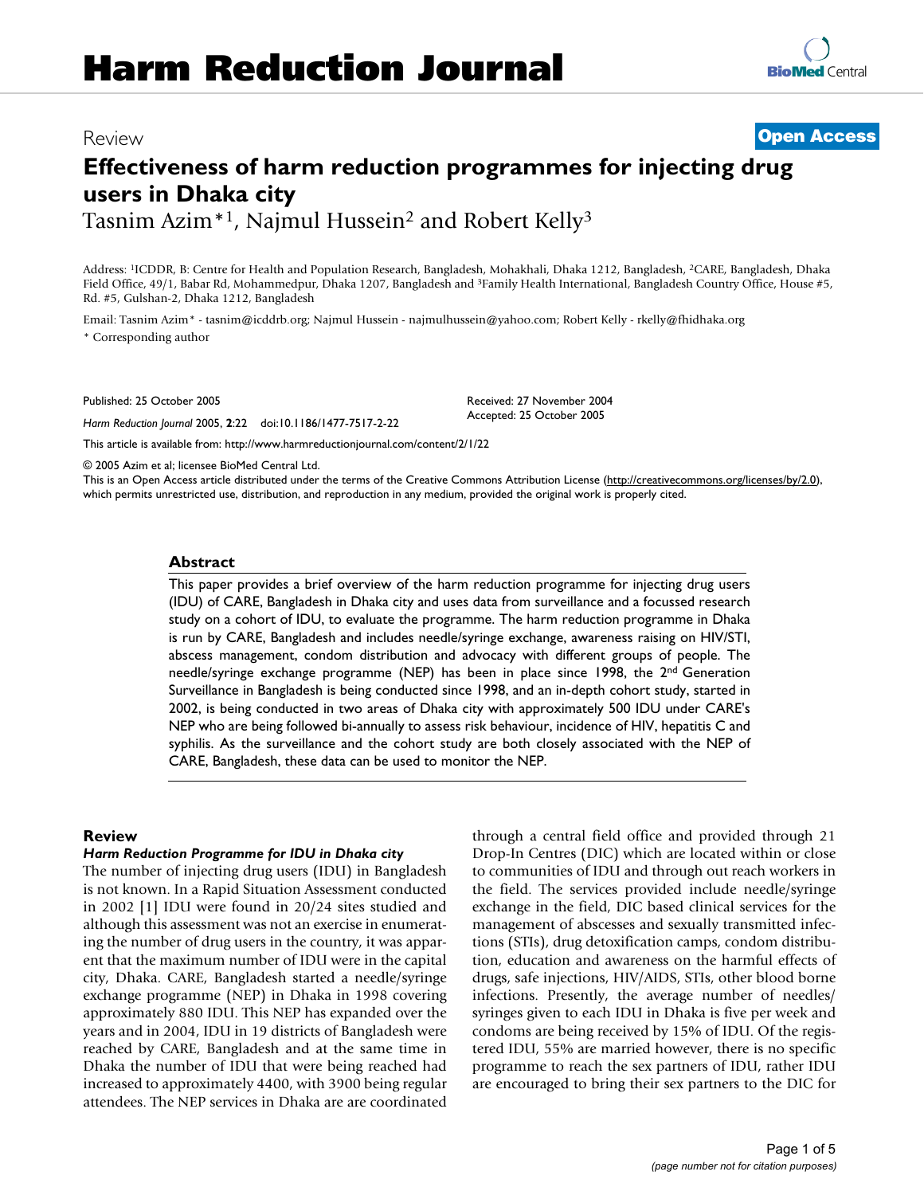# Harm Reduction Journal

Review **Open Access**

## Effectiveness of harm reduction programmes for injecting drug users in Dhaka city

Tasnim Azim*[1], Najmul Hussein[2] and Robert Kelly[3]

Address: [1]ICDDR, B: Centre for Health and Population Research, Bangladesh, Mohakhali, Dhaka 1212, Bangladesh, [2]CARE, Bangladesh, Dhaka Field Office, 49/1, Babar Rd, Mohammedpur, Dhaka 1207, Bangladesh and [3]Family Health International, Bangladesh Country Office, House #5, Rd. #5, Gulshan-2, Dhaka 1212, Bangladesh

Email: Tasnim Azim* - tasnim@icddrb.org; Najmul Hussein - najmulhussein@yahoo.com; Robert Kelly - rkelly@fhidhaka.org

* Corresponding author

Published: 25 October 2005

*Harm Reduction Journal* 2005, **2**:22 doi:10.1186/1477-7517-2-22

Received: 27 November 2004
Accepted: 25 October 2005

This article is available from: http://www.harmreductionjournal.com/content/2/1/22

© 2005 Azim et al; licensee BioMed Central Ltd.

This is an Open Access article distributed under the terms of the Creative Commons Attribution License (http://creativecommons.org/licenses/by/2.0), which permits unrestricted use, distribution, and reproduction in any medium, provided the original work is properly cited.

### Abstract

This paper provides a brief overview of the harm reduction programme for injecting drug users (IDU) of CARE, Bangladesh in Dhaka city and uses data from surveillance and a focussed research study on a cohort of IDU, to evaluate the programme. The harm reduction programme in Dhaka is run by CARE, Bangladesh and includes needle/syringe exchange, awareness raising on HIV/STI, abscess management, condom distribution and advocacy with different groups of people. The needle/syringe exchange programme (NEP) has been in place since 1998, the 2nd Generation Surveillance in Bangladesh is being conducted since 1998, and an in-depth cohort study, started in 2002, is being conducted in two areas of Dhaka city with approximately 500 IDU under CARE's NEP who are being followed bi-annually to assess risk behaviour, incidence of HIV, hepatitis C and syphilis. As the surveillance and the cohort study are both closely associated with the NEP of CARE, Bangladesh, these data can be used to monitor the NEP.

## Review

### *Harm Reduction Programme for IDU in Dhaka city*

The number of injecting drug users (IDU) in Bangladesh is not known. In a Rapid Situation Assessment conducted in 2002 [1] IDU were found in 20/24 sites studied and although this assessment was not an exercise in enumerating the number of drug users in the country, it was apparent that the maximum number of IDU were in the capital city, Dhaka. CARE, Bangladesh started a needle/syringe exchange programme (NEP) in Dhaka in 1998 covering approximately 880 IDU. This NEP has expanded over the years and in 2004, IDU in 19 districts of Bangladesh were reached by CARE, Bangladesh and at the same time in Dhaka the number of IDU that were being reached had increased to approximately 4400, with 3900 being regular attendees. The NEP services in Dhaka are are coordinated through a central field office and provided through 21 Drop-In Centres (DIC) which are located within or close to communities of IDU and through out reach workers in the field. The services provided include needle/syringe exchange in the field, DIC based clinical services for the management of abscesses and sexually transmitted infections (STIs), drug detoxification camps, condom distribution, education and awareness on the harmful effects of drugs, safe injections, HIV/AIDS, STIs, other blood borne infections. Presently, the average number of needles/syringes given to each IDU in Dhaka is five per week and condoms are being received by 15% of IDU. Of the registered IDU, 55% are married however, there is no specific programme to reach the sex partners of IDU, rather IDU are encouraged to bring their sex partners to the DIC for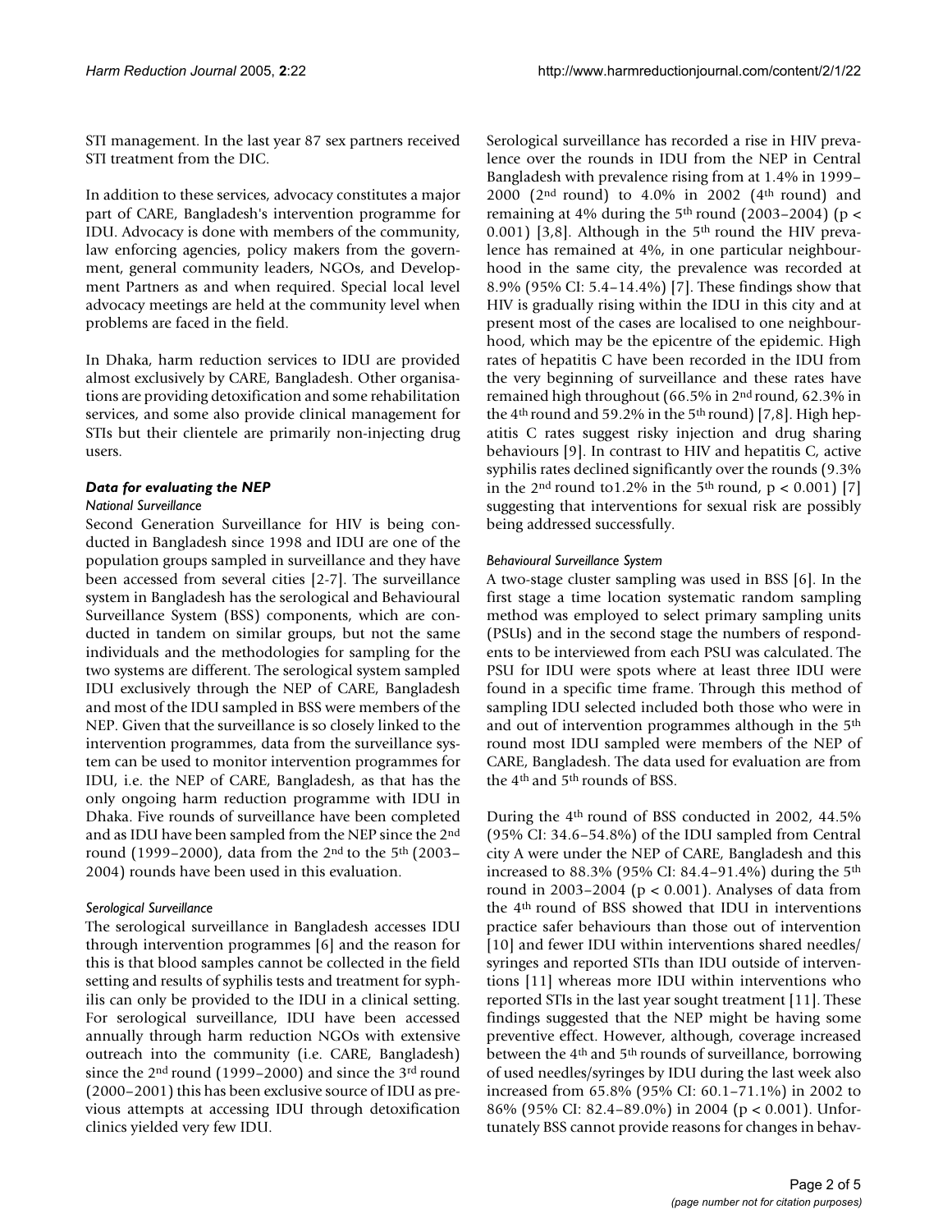STI management. In the last year 87 sex partners received STI treatment from the DIC.

In addition to these services, advocacy constitutes a major part of CARE, Bangladesh's intervention programme for IDU. Advocacy is done with members of the community, law enforcing agencies, policy makers from the government, general community leaders, NGOs, and Development Partners as and when required. Special local level advocacy meetings are held at the community level when problems are faced in the field.

In Dhaka, harm reduction services to IDU are provided almost exclusively by CARE, Bangladesh. Other organisations are providing detoxification and some rehabilitation services, and some also provide clinical management for STIs but their clientele are primarily non-injecting drug users.

### *Data for evaluating the NEP*

#### *National Surveillance*

Second Generation Surveillance for HIV is being conducted in Bangladesh since 1998 and IDU are one of the population groups sampled in surveillance and they have been accessed from several cities [2-7]. The surveillance system in Bangladesh has the serological and Behavioural Surveillance System (BSS) components, which are conducted in tandem on similar groups, but not the same individuals and the methodologies for sampling for the two systems are different. The serological system sampled IDU exclusively through the NEP of CARE, Bangladesh and most of the IDU sampled in BSS were members of the NEP. Given that the surveillance is so closely linked to the intervention programmes, data from the surveillance system can be used to monitor intervention programmes for IDU, i.e. the NEP of CARE, Bangladesh, as that has the only ongoing harm reduction programme with IDU in Dhaka. Five rounds of surveillance have been completed and as IDU have been sampled from the NEP since the 2nd round (1999–2000), data from the 2nd to the 5th (2003–2004) rounds have been used in this evaluation.

#### *Serological Surveillance*

The serological surveillance in Bangladesh accesses IDU through intervention programmes [6] and the reason for this is that blood samples cannot be collected in the field setting and results of syphilis tests and treatment for syphilis can only be provided to the IDU in a clinical setting. For serological surveillance, IDU have been accessed annually through harm reduction NGOs with extensive outreach into the community (i.e. CARE, Bangladesh) since the 2nd round (1999–2000) and since the 3rd round (2000–2001) this has been exclusive source of IDU as previous attempts at accessing IDU through detoxification clinics yielded very few IDU.

Serological surveillance has recorded a rise in HIV prevalence over the rounds in IDU from the NEP in Central Bangladesh with prevalence rising from at 1.4% in 1999–2000 (2nd round) to 4.0% in 2002 (4th round) and remaining at 4% during the 5th round (2003–2004) ($p < 0.001$) [3,8]. Although in the 5th round the HIV prevalence has remained at 4%, in one particular neighbourhood in the same city, the prevalence was recorded at 8.9% (95% CI: 5.4–14.4%) [7]. These findings show that HIV is gradually rising within the IDU in this city and at present most of the cases are localised to one neighbourhood, which may be the epicentre of the epidemic. High rates of hepatitis C have been recorded in the IDU from the very beginning of surveillance and these rates have remained high throughout (66.5% in 2nd round, 62.3% in the 4th round and 59.2% in the 5th round) [7,8]. High hepatitis C rates suggest risky injection and drug sharing behaviours [9]. In contrast to HIV and hepatitis C, active syphilis rates declined significantly over the rounds (9.3% in the 2nd round to1.2% in the 5th round, $p < 0.001$) [7] suggesting that interventions for sexual risk are possibly being addressed successfully.

#### *Behavioural Surveillance System*

A two-stage cluster sampling was used in BSS [6]. In the first stage a time location systematic random sampling method was employed to select primary sampling units (PSUs) and in the second stage the numbers of respondents to be interviewed from each PSU was calculated. The PSU for IDU were spots where at least three IDU were found in a specific time frame. Through this method of sampling IDU selected included both those who were in and out of intervention programmes although in the 5th round most IDU sampled were members of the NEP of CARE, Bangladesh. The data used for evaluation are from the 4th and 5th rounds of BSS.

During the 4th round of BSS conducted in 2002, 44.5% (95% CI: 34.6–54.8%) of the IDU sampled from Central city A were under the NEP of CARE, Bangladesh and this increased to 88.3% (95% CI: 84.4–91.4%) during the 5th round in 2003–2004 ($p < 0.001$). Analyses of data from the 4th round of BSS showed that IDU in interventions practice safer behaviours than those out of intervention [10] and fewer IDU within interventions shared needles/syringes and reported STIs than IDU outside of interventions [11] whereas more IDU within interventions who reported STIs in the last year sought treatment [11]. These findings suggested that the NEP might be having some preventive effect. However, although, coverage increased between the 4th and 5th rounds of surveillance, borrowing of used needles/syringes by IDU during the last week also increased from 65.8% (95% CI: 60.1–71.1%) in 2002 to 86% (95% CI: 82.4–89.0%) in 2004 ($p < 0.001$). Unfortunately BSS cannot provide reasons for changes in behav-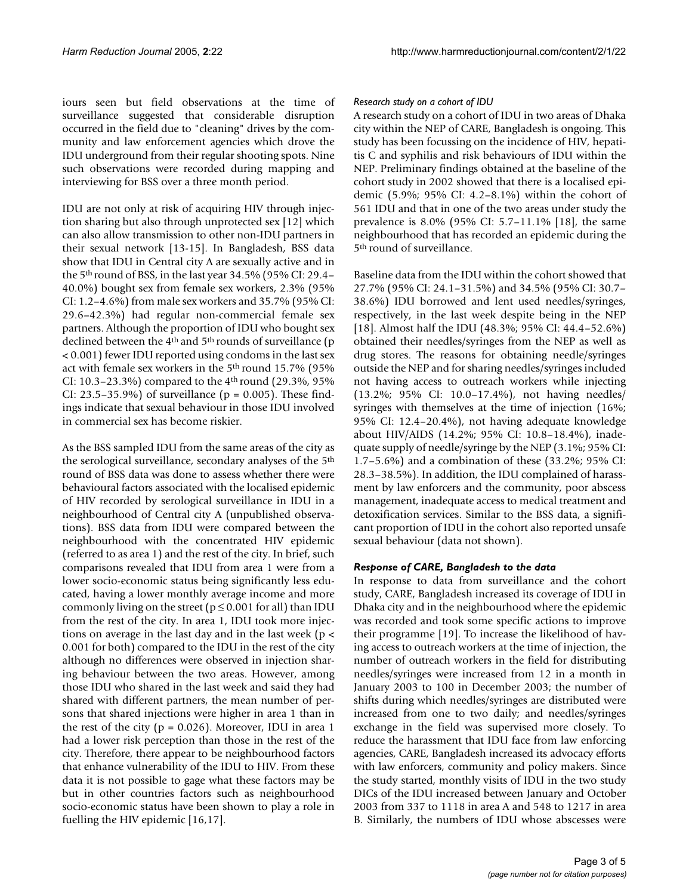iours seen but field observations at the time of surveillance suggested that considerable disruption occurred in the field due to "cleaning" drives by the community and law enforcement agencies which drove the IDU underground from their regular shooting spots. Nine such observations were recorded during mapping and interviewing for BSS over a three month period.

IDU are not only at risk of acquiring HIV through injection sharing but also through unprotected sex [12] which can also allow transmission to other non-IDU partners in their sexual network [13-15]. In Bangladesh, BSS data show that IDU in Central city A are sexually active and in the 5th round of BSS, in the last year 34.5% (95% CI: 29.4–40.0%) bought sex from female sex workers, 2.3% (95% CI: 1.2–4.6%) from male sex workers and 35.7% (95% CI: 29.6–42.3%) had regular non-commercial female sex partners. Although the proportion of IDU who bought sex declined between the 4th and 5th rounds of surveillance ($p < 0.001$) fewer IDU reported using condoms in the last sex act with female sex workers in the 5th round 15.7% (95% CI: 10.3–23.3%) compared to the 4th round (29.3%, 95% CI: 23.5–35.9%) of surveillance ($p = 0.005$). These findings indicate that sexual behaviour in those IDU involved in commercial sex has become riskier.

As the BSS sampled IDU from the same areas of the city as the serological surveillance, secondary analyses of the 5th round of BSS data was done to assess whether there were behavioural factors associated with the localised epidemic of HIV recorded by serological surveillance in IDU in a neighbourhood of Central city A (unpublished observations). BSS data from IDU were compared between the neighbourhood with the concentrated HIV epidemic (referred to as area 1) and the rest of the city. In brief, such comparisons revealed that IDU from area 1 were from a lower socio-economic status being significantly less educated, having a lower monthly average income and more commonly living on the street ($p \leq 0.001$ for all) than IDU from the rest of the city. In area 1, IDU took more injections on average in the last day and in the last week ($p < 0.001$ for both) compared to the IDU in the rest of the city although no differences were observed in injection sharing behaviour between the two areas. However, among those IDU who shared in the last week and said they had shared with different partners, the mean number of persons that shared injections were higher in area 1 than in the rest of the city ($p = 0.026$). Moreover, IDU in area 1 had a lower risk perception than those in the rest of the city. Therefore, there appear to be neighbourhood factors that enhance vulnerability of the IDU to HIV. From these data it is not possible to gage what these factors may be but in other countries factors such as neighbourhood socio-economic status have been shown to play a role in fuelling the HIV epidemic [16,17].

*Research study on a cohort of IDU*

A research study on a cohort of IDU in two areas of Dhaka city within the NEP of CARE, Bangladesh is ongoing. This study has been focussing on the incidence of HIV, hepatitis C and syphilis and risk behaviours of IDU within the NEP. Preliminary findings obtained at the baseline of the cohort study in 2002 showed that there is a localised epidemic (5.9%; 95% CI: 4.2–8.1%) within the cohort of 561 IDU and that in one of the two areas under study the prevalence is 8.0% (95% CI: 5.7–11.1% [18], the same neighbourhood that has recorded an epidemic during the 5th round of surveillance.

Baseline data from the IDU within the cohort showed that 27.7% (95% CI: 24.1–31.5%) and 34.5% (95% CI: 30.7–38.6%) IDU borrowed and lent used needles/syringes, respectively, in the last week despite being in the NEP [18]. Almost half the IDU (48.3%; 95% CI: 44.4–52.6%) obtained their needles/syringes from the NEP as well as drug stores. The reasons for obtaining needle/syringes outside the NEP and for sharing needles/syringes included not having access to outreach workers while injecting (13.2%; 95% CI: 10.0–17.4%), not having needles/syringes with themselves at the time of injection (16%; 95% CI: 12.4–20.4%), not having adequate knowledge about HIV/AIDS (14.2%; 95% CI: 10.8–18.4%), inadequate supply of needle/syringe by the NEP (3.1%; 95% CI: 1.7–5.6%) and a combination of these (33.2%; 95% CI: 28.3–38.5%). In addition, the IDU complained of harassment by law enforcers and the community, poor abscess management, inadequate access to medical treatment and detoxification services. Similar to the BSS data, a significant proportion of IDU in the cohort also reported unsafe sexual behaviour (data not shown).

***Response of CARE, Bangladesh to the data***

In response to data from surveillance and the cohort study, CARE, Bangladesh increased its coverage of IDU in Dhaka city and in the neighbourhood where the epidemic was recorded and took some specific actions to improve their programme [19]. To increase the likelihood of having access to outreach workers at the time of injection, the number of outreach workers in the field for distributing needles/syringes were increased from 12 in a month in January 2003 to 100 in December 2003; the number of shifts during which needles/syringes are distributed were increased from one to two daily; and needles/syringes exchange in the field was supervised more closely. To reduce the harassment that IDU face from law enforcing agencies, CARE, Bangladesh increased its advocacy efforts with law enforcers, community and policy makers. Since the study started, monthly visits of IDU in the two study DICs of the IDU increased between January and October 2003 from 337 to 1118 in area A and 548 to 1217 in area B. Similarly, the numbers of IDU whose abscesses were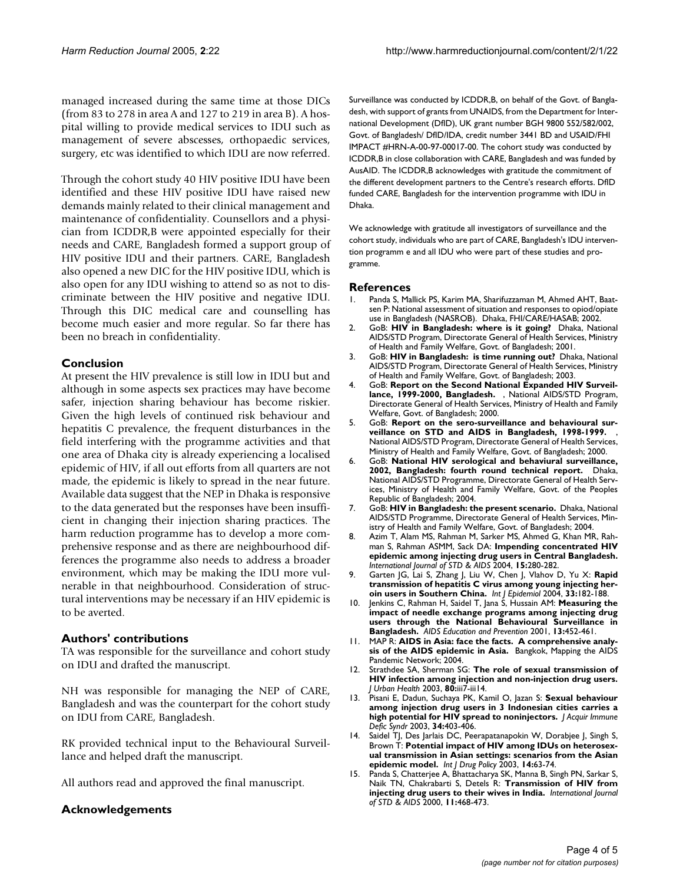managed increased during the same time at those DICs (from 83 to 278 in area A and 127 to 219 in area B). A hospital willing to provide medical services to IDU such as management of severe abscesses, orthopaedic services, surgery, etc was identified to which IDU are now referred.

Through the cohort study 40 HIV positive IDU have been identified and these HIV positive IDU have raised new demands mainly related to their clinical management and maintenance of confidentiality. Counsellors and a physician from ICDDR,B were appointed especially for their needs and CARE, Bangladesh formed a support group of HIV positive IDU and their partners. CARE, Bangladesh also opened a new DIC for the HIV positive IDU, which is also open for any IDU wishing to attend so as not to discriminate between the HIV positive and negative IDU. Through this DIC medical care and counselling has become much easier and more regular. So far there has been no breach in confidentiality.

## Conclusion

At present the HIV prevalence is still low in IDU but and although in some aspects sex practices may have become safer, injection sharing behaviour has become riskier. Given the high levels of continued risk behaviour and hepatitis C prevalence, the frequent disturbances in the field interfering with the programme activities and that one area of Dhaka city is already experiencing a localised epidemic of HIV, if all out efforts from all quarters are not made, the epidemic is likely to spread in the near future. Available data suggest that the NEP in Dhaka is responsive to the data generated but the responses have been insufficient in changing their injection sharing practices. The harm reduction programme has to develop a more comprehensive response and as there are neighbourhood differences the programme also needs to address a broader environment, which may be making the IDU more vulnerable in that neighbourhood. Consideration of structural interventions may be necessary if an HIV epidemic is to be averted.

## Authors' contributions

TA was responsible for the surveillance and cohort study on IDU and drafted the manuscript.

NH was responsible for managing the NEP of CARE, Bangladesh and was the counterpart for the cohort study on IDU from CARE, Bangladesh.

RK provided technical input to the Behavioural Surveillance and helped draft the manuscript.

All authors read and approved the final manuscript.

## Acknowledgements

Surveillance was conducted by ICDDR,B, on behalf of the Govt. of Bangladesh, with support of grants from UNAIDS, from the Department for International Development (DfID), UK grant number BGH 9800 552/582/002, Govt. of Bangladesh/ DfID/IDA, credit number 3441 BD and USAID/FHI IMPACT #HRN-A-00-97-00017-00. The cohort study was conducted by ICDDR,B in close collaboration with CARE, Bangladesh and was funded by AusAID. The ICDDR,B acknowledges with gratitude the commitment of the different development partners to the Centre's research efforts. DfID funded CARE, Bangladesh for the intervention programme with IDU in Dhaka.

We acknowledge with gratitude all investigators of surveillance and the cohort study, individuals who are part of CARE, Bangladesh's IDU intervention programm e and all IDU who were part of these studies and programme.

## References

1. Panda S, Mallick PS, Karim MA, Sharifuzzaman M, Ahmed AHT, Baatsen P: National assessment of situation and responses to opiod/opiate use in Bangladesh (NASROB). Dhaka, FHI/CARE/HASAB; 2002.
2. GoB: **HIV in Bangladesh: where is it going?** Dhaka, National AIDS/STD Program, Directorate General of Health Services, Ministry of Health and Family Welfare, Govt. of Bangladesh; 2001.
3. GoB: **HIV in Bangladesh: is time running out?** Dhaka, National AIDS/STD Program, Directorate General of Health Services, Ministry of Health and Family Welfare, Govt. of Bangladesh; 2003.
4. GoB: **Report on the Second National Expanded HIV Surveillance, 1999-2000, Bangladesh.** , National AIDS/STD Program, Directorate General of Health Services, Ministry of Health and Family Welfare, Govt. of Bangladesh; 2000.
5. GoB: **Report on the sero-surveillance and behavioural surveillance on STD and AIDS in Bangladesh, 1998-1999.** , National AIDS/STD Program, Directorate General of Health Services, Ministry of Health and Family Welfare, Govt. of Bangladesh; 2000.
6. GoB: **National HIV serological and behaviural surveillance, 2002, Bangladesh: fourth round technical report.** Dhaka, National AIDS/STD Programme, Directorate General of Health Services, Ministry of Health and Family Welfare, Govt. of the Peoples Republic of Bangladesh; 2004.
7. GoB: **HIV in Bangladesh: the present scenario.** Dhaka, National AIDS/STD Programme, Directorate General of Health Services, Ministry of Health and Family Welfare, Govt. of Bangladesh; 2004.
8. Azim T, Alam MS, Rahman M, Sarker MS, Ahmed G, Khan MR, Rahman S, Rahman ASMM, Sack DA: **Impending concentrated HIV epidemic among injecting drug users in Central Bangladesh.** *International Journal of STD & AIDS* 2004, **15:**280-282.
9. Garten JG, Lai S, Zhang J, Liu W, Chen J, Vlahov D, Yu X: **Rapid transmission of hepatitis C virus among young injecting heroin users in Southern China.** *Int J Epidemiol* 2004, **33:**182-188.
10. Jenkins C, Rahman H, Saidel T, Jana S, Hussain AM: **Measuring the impact of needle exchange programs among injecting drug users through the National Behavioural Surveillance in Bangladesh.** *AIDS Education and Prevention* 2001, **13:**452-461.
11. MAP R: **AIDS in Asia: face the facts. A comprehensive analysis of the AIDS epidemic in Asia.** Bangkok, Mapping the AIDS Pandemic Network; 2004.
12. Strathdee SA, Sherman SG: **The role of sexual transmission of HIV infection among injection and non-injection drug users.** *J Urban Health* 2003, **80:**iii7-iii14.
13. Pisani E, Dadun, Suchaya PK, Kamil O, Jazan S: **Sexual behaviour among injection drug users in 3 Indonesian cities carries a high potential for HIV spread to noninjectors.** *J Acquir Immune Defic Syndr* 2003, **34:**403-406.
14. Saidel TJ, Des Jarlais DC, Peerapatanapokin W, Dorabjee J, Singh S, Brown T: **Potential impact of HIV among IDUs on heterosexual transmission in Asian settings: scenarios from the Asian epidemic model.** *Int J Drug Policy* 2003, **14:**63-74.
15. Panda S, Chatterjee A, Bhattacharya SK, Manna B, Singh PN, Sarkar S, Naik TN, Chakrabarti S, Detels R: **Transmission of HIV from injecting drug users to their wives in India.** *International Journal of STD & AIDS* 2000, **11:**468-473.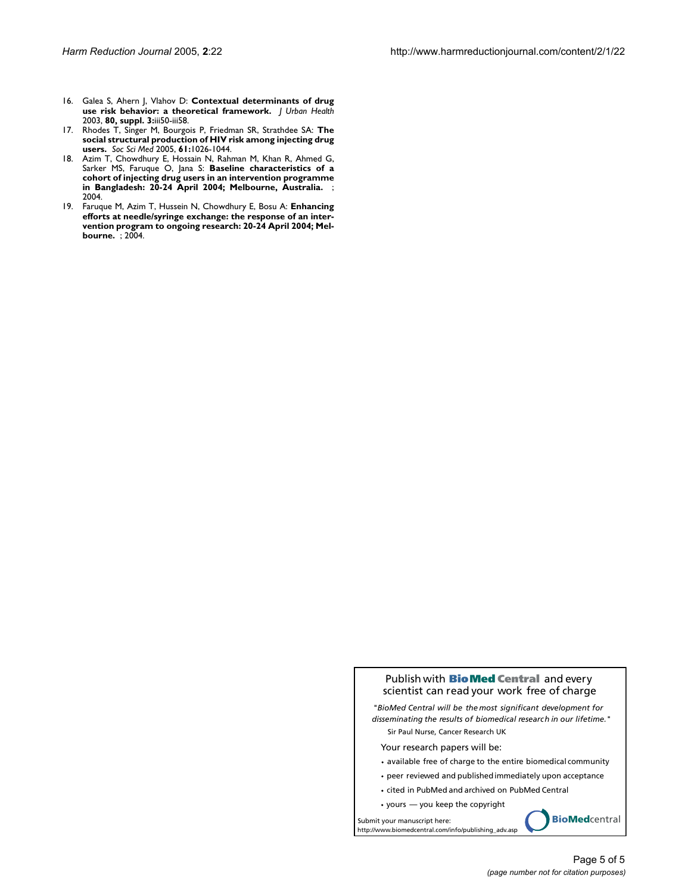16. Galea S, Ahern J, Vlahov D: **Contextual determinants of drug use risk behavior: a theoretical framework.** *J Urban Health* 2003, **80, suppl. 3:**iii50-iii58.
17. Rhodes T, Singer M, Bourgois P, Friedman SR, Strathdee SA: **The social structural production of HIV risk among injecting drug users.** *Soc Sci Med* 2005, **61:**1026-1044.
18. Azim T, Chowdhury E, Hossain N, Rahman M, Khan R, Ahmed G, Sarker MS, Faruque O, Jana S: **Baseline characteristics of a cohort of injecting drug users in an intervention programme in Bangladesh: 20-24 April 2004; Melbourne, Australia.** ; 2004.
19. Faruque M, Azim T, Hussein N, Chowdhury E, Bosu A: **Enhancing efforts at needle/syringe exchange: the response of an intervention program to ongoing research: 20-24 April 2004; Melbourne.** ; 2004.

Publish with **BioMed Central** and every scientist can read your work free of charge

*"BioMed Central will be the most significant development for disseminating the results of biomedical research in our lifetime."*
Sir Paul Nurse, Cancer Research UK

Your research papers will be:

- available free of charge to the entire biomedical community
- peer reviewed and published immediately upon acceptance
- cited in PubMed and archived on PubMed Central
- yours — you keep the copyright

Submit your manuscript here:
http://www.biomedcentral.com/info/publishing_adv.asp

**BioMed**central